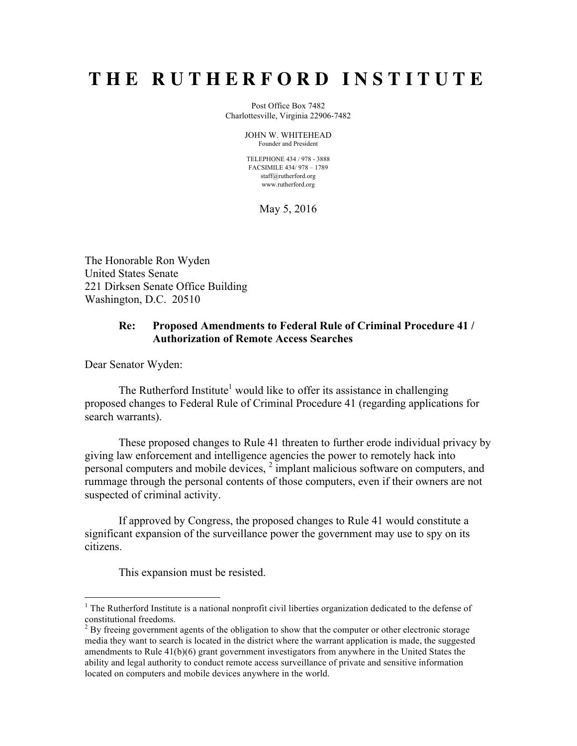# T H E  R U T H E R F O R D  I N S T I T U T E

Post Office Box 7482
Charlottesville, Virginia 22906-7482

JOHN W. WHITEHEAD
Founder and President

TELEPHONE 434 / 978 - 3888
FACSIMILE 434/ 978 – 1789
staff@rutherford.org
www.rutherford.org

May 5, 2016

The Honorable Ron Wyden
United States Senate
221 Dirksen Senate Office Building
Washington, D.C. 20510

**Re: Proposed Amendments to Federal Rule of Criminal Procedure 41 / Authorization of Remote Access Searches**

Dear Senator Wyden:

The Rutherford Institute[1] would like to offer its assistance in challenging proposed changes to Federal Rule of Criminal Procedure 41 (regarding applications for search warrants).

These proposed changes to Rule 41 threaten to further erode individual privacy by giving law enforcement and intelligence agencies the power to remotely hack into personal computers and mobile devices, [2] implant malicious software on computers, and rummage through the personal contents of those computers, even if their owners are not suspected of criminal activity.

If approved by Congress, the proposed changes to Rule 41 would constitute a significant expansion of the surveillance power the government may use to spy on its citizens.

This expansion must be resisted.

---

[1] The Rutherford Institute is a national nonprofit civil liberties organization dedicated to the defense of constitutional freedoms.

[2] By freeing government agents of the obligation to show that the computer or other electronic storage media they want to search is located in the district where the warrant application is made, the suggested amendments to Rule 41(b)(6) grant government investigators from anywhere in the United States the ability and legal authority to conduct remote access surveillance of private and sensitive information located on computers and mobile devices anywhere in the world.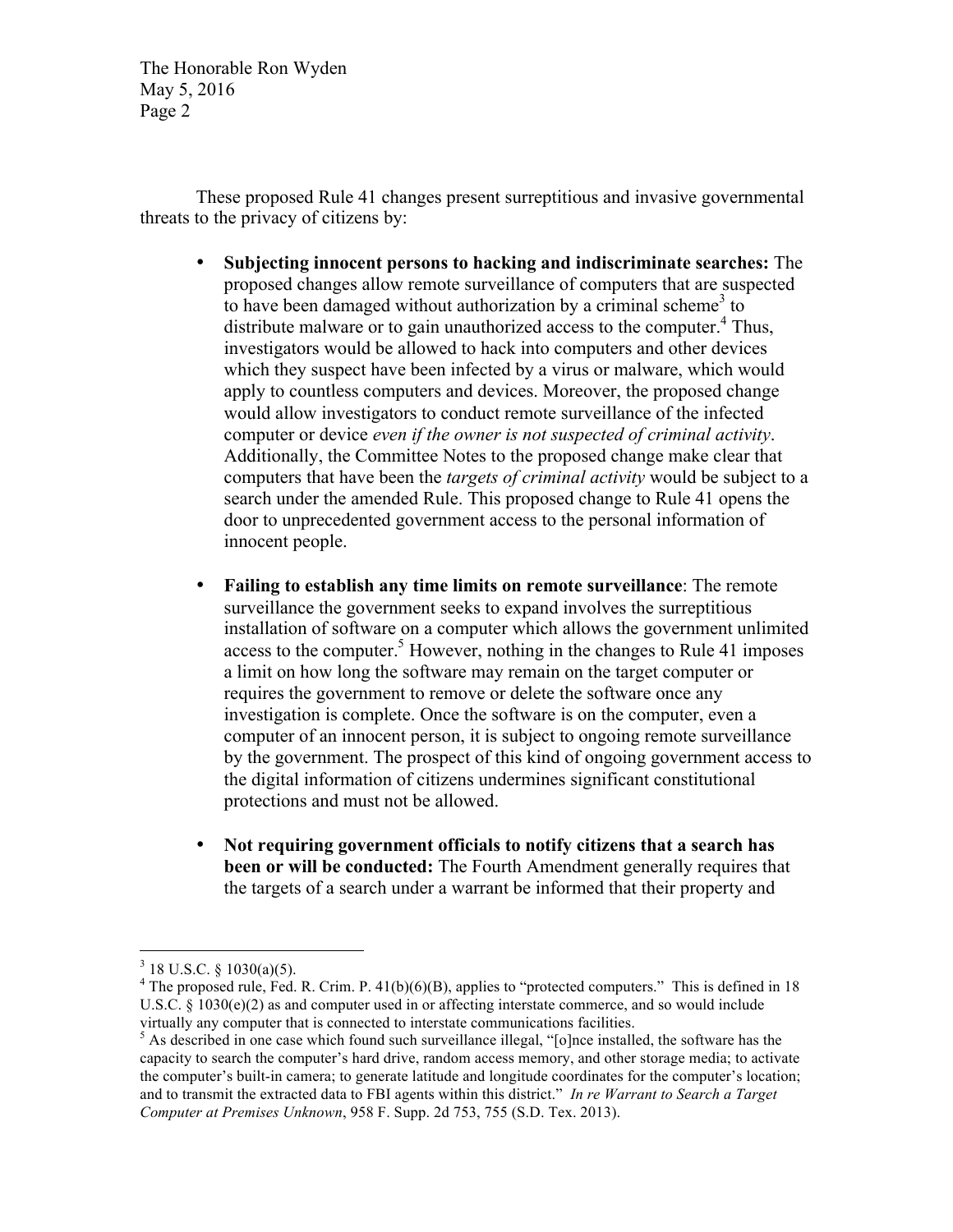These proposed Rule 41 changes present surreptitious and invasive governmental threats to the privacy of citizens by:

- **Subjecting innocent persons to hacking and indiscriminate searches:** The proposed changes allow remote surveillance of computers that are suspected to have been damaged without authorization by a criminal scheme[3] to distribute malware or to gain unauthorized access to the computer.[4] Thus, investigators would be allowed to hack into computers and other devices which they suspect have been infected by a virus or malware, which would apply to countless computers and devices. Moreover, the proposed change would allow investigators to conduct remote surveillance of the infected computer or device *even if the owner is not suspected of criminal activity*. Additionally, the Committee Notes to the proposed change make clear that computers that have been the *targets of criminal activity* would be subject to a search under the amended Rule. This proposed change to Rule 41 opens the door to unprecedented government access to the personal information of innocent people.

- **Failing to establish any time limits on remote surveillance**: The remote surveillance the government seeks to expand involves the surreptitious installation of software on a computer which allows the government unlimited access to the computer.[5] However, nothing in the changes to Rule 41 imposes a limit on how long the software may remain on the target computer or requires the government to remove or delete the software once any investigation is complete. Once the software is on the computer, even a computer of an innocent person, it is subject to ongoing remote surveillance by the government. The prospect of this kind of ongoing government access to the digital information of citizens undermines significant constitutional protections and must not be allowed.

- **Not requiring government officials to notify citizens that a search has been or will be conducted:** The Fourth Amendment generally requires that the targets of a search under a warrant be informed that their property and

---

[3] 18 U.S.C. § 1030(a)(5).

[4] The proposed rule, Fed. R. Crim. P. 41(b)(6)(B), applies to "protected computers." This is defined in 18 U.S.C. § 1030(e)(2) as and computer used in or affecting interstate commerce, and so would include virtually any computer that is connected to interstate communications facilities.

[5] As described in one case which found such surveillance illegal, "[o]nce installed, the software has the capacity to search the computer's hard drive, random access memory, and other storage media; to activate the computer's built-in camera; to generate latitude and longitude coordinates for the computer's location; and to transmit the extracted data to FBI agents within this district." *In re Warrant to Search a Target Computer at Premises Unknown*, 958 F. Supp. 2d 753, 755 (S.D. Tex. 2013).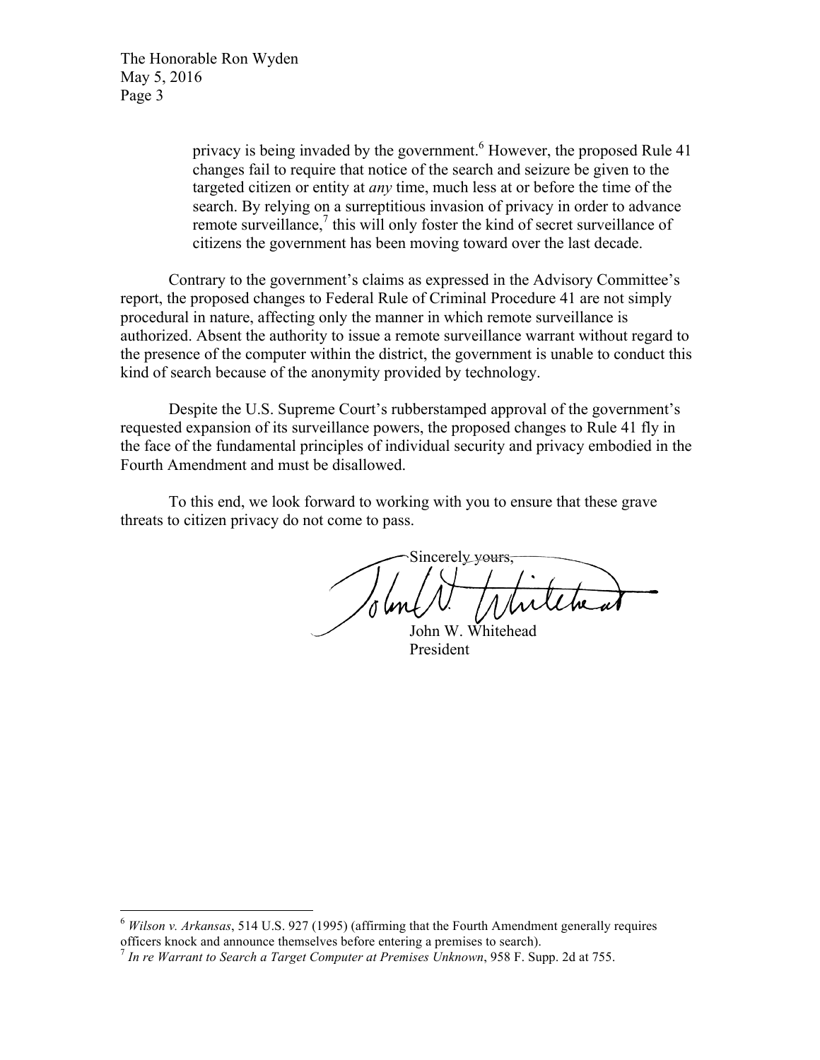> privacy is being invaded by the government.[6] However, the proposed Rule 41 changes fail to require that notice of the search and seizure be given to the targeted citizen or entity at *any* time, much less at or before the time of the search. By relying on a surreptitious invasion of privacy in order to advance remote surveillance,[7] this will only foster the kind of secret surveillance of citizens the government has been moving toward over the last decade.

Contrary to the government's claims as expressed in the Advisory Committee's report, the proposed changes to Federal Rule of Criminal Procedure 41 are not simply procedural in nature, affecting only the manner in which remote surveillance is authorized. Absent the authority to issue a remote surveillance warrant without regard to the presence of the computer within the district, the government is unable to conduct this kind of search because of the anonymity provided by technology.

Despite the U.S. Supreme Court's rubberstamped approval of the government's requested expansion of its surveillance powers, the proposed changes to Rule 41 fly in the face of the fundamental principles of individual security and privacy embodied in the Fourth Amendment and must be disallowed.

To this end, we look forward to working with you to ensure that these grave threats to citizen privacy do not come to pass.

Sincerely yours,

John W. Whitehead
President

---

[6] *Wilson v. Arkansas*, 514 U.S. 927 (1995) (affirming that the Fourth Amendment generally requires officers knock and announce themselves before entering a premises to search).

[7] *In re Warrant to Search a Target Computer at Premises Unknown*, 958 F. Supp. 2d at 755.